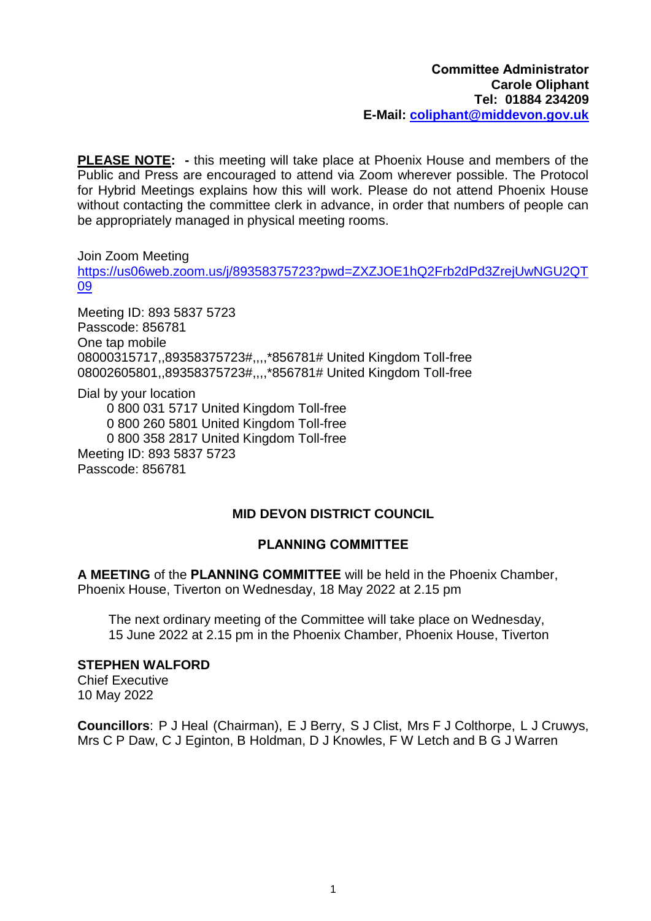**Committee Administrator**
**Carole Oliphant**
**Tel: 01884 234209**
**E-Mail: [coliphant@middevon.gov.uk](mailto:coliphant@middevon.gov.uk)**

**PLEASE NOTE: -** this meeting will take place at Phoenix House and members of the Public and Press are encouraged to attend via Zoom wherever possible. The Protocol for Hybrid Meetings explains how this will work. Please do not attend Phoenix House without contacting the committee clerk in advance, in order that numbers of people can be appropriately managed in physical meeting rooms.

Join Zoom Meeting
[https://us06web.zoom.us/j/89358375723?pwd=ZXZJOE1hQ2Frb2dPd3ZrejUwNGU2QT09](https://us06web.zoom.us/j/89358375723?pwd=ZXZJOE1hQ2Frb2dPd3ZrejUwNGU2QT09)

Meeting ID: 893 5837 5723
Passcode: 856781
One tap mobile
08000315717,,89358375723#,,,,*856781# United Kingdom Toll-free
08002605801,,89358375723#,,,,*856781# United Kingdom Toll-free

Dial by your location
0 800 031 5717 United Kingdom Toll-free
0 800 260 5801 United Kingdom Toll-free
0 800 358 2817 United Kingdom Toll-free
Meeting ID: 893 5837 5723
Passcode: 856781

## MID DEVON DISTRICT COUNCIL

## PLANNING COMMITTEE

**A MEETING** of the **PLANNING COMMITTEE** will be held in the Phoenix Chamber, Phoenix House, Tiverton on Wednesday, 18 May 2022 at 2.15 pm

The next ordinary meeting of the Committee will take place on Wednesday, 15 June 2022 at 2.15 pm in the Phoenix Chamber, Phoenix House, Tiverton

**STEPHEN WALFORD**
Chief Executive
10 May 2022

**Councillors**: P J Heal (Chairman), E J Berry, S J Clist, Mrs F J Colthorpe, L J Cruwys, Mrs C P Daw, C J Eginton, B Holdman, D J Knowles, F W Letch and B G J Warren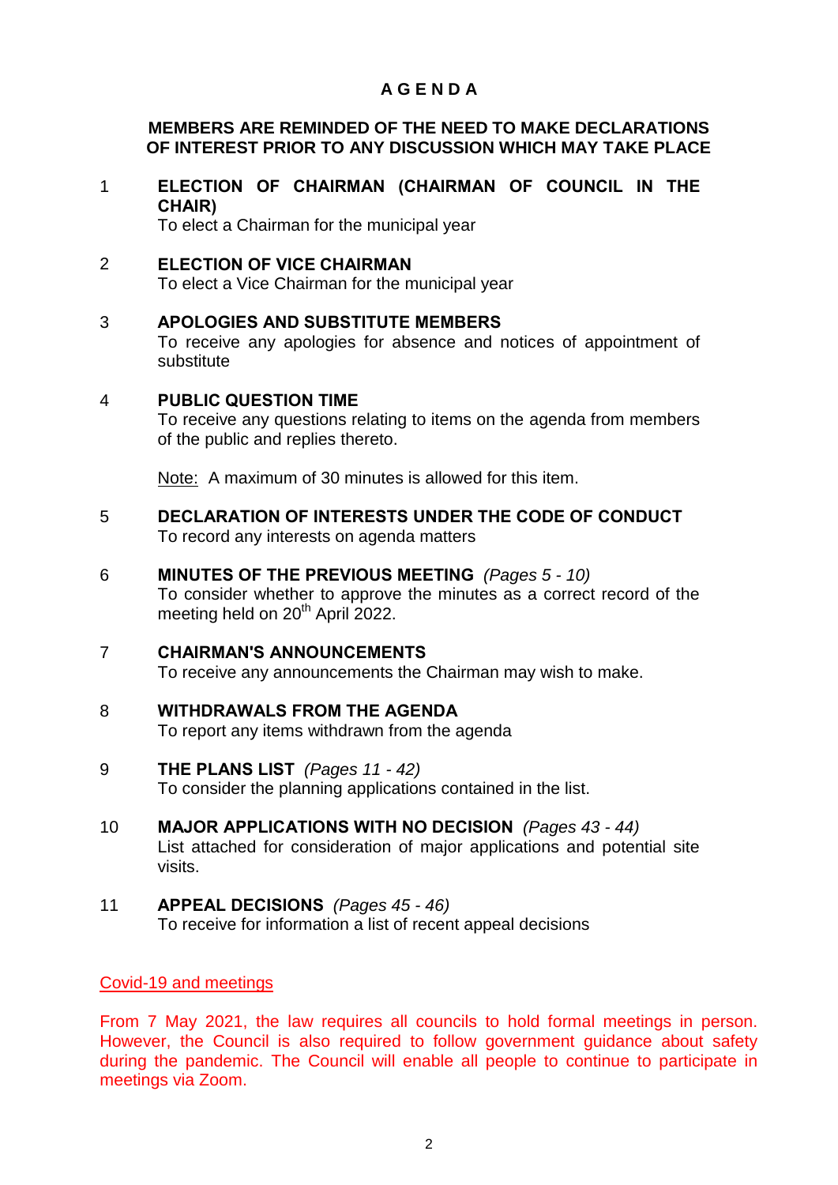# A G E N D A

**MEMBERS ARE REMINDED OF THE NEED TO MAKE DECLARATIONS OF INTEREST PRIOR TO ANY DISCUSSION WHICH MAY TAKE PLACE**

1 **ELECTION OF CHAIRMAN (CHAIRMAN OF COUNCIL IN THE CHAIR)**
To elect a Chairman for the municipal year

2 **ELECTION OF VICE CHAIRMAN**
To elect a Vice Chairman for the municipal year

3 **APOLOGIES AND SUBSTITUTE MEMBERS**
To receive any apologies for absence and notices of appointment of substitute

4 **PUBLIC QUESTION TIME**
To receive any questions relating to items on the agenda from members of the public and replies thereto.

Note: A maximum of 30 minutes is allowed for this item.

5 **DECLARATION OF INTERESTS UNDER THE CODE OF CONDUCT**
To record any interests on agenda matters

6 **MINUTES OF THE PREVIOUS MEETING** *(Pages 5 - 10)*
To consider whether to approve the minutes as a correct record of the meeting held on 20th April 2022.

7 **CHAIRMAN'S ANNOUNCEMENTS**
To receive any announcements the Chairman may wish to make.

8 **WITHDRAWALS FROM THE AGENDA**
To report any items withdrawn from the agenda

9 **THE PLANS LIST** *(Pages 11 - 42)*
To consider the planning applications contained in the list.

10 **MAJOR APPLICATIONS WITH NO DECISION** *(Pages 43 - 44)*
List attached for consideration of major applications and potential site visits.

11 **APPEAL DECISIONS** *(Pages 45 - 46)*
To receive for information a list of recent appeal decisions

Covid-19 and meetings

From 7 May 2021, the law requires all councils to hold formal meetings in person. However, the Council is also required to follow government guidance about safety during the pandemic. The Council will enable all people to continue to participate in meetings via Zoom.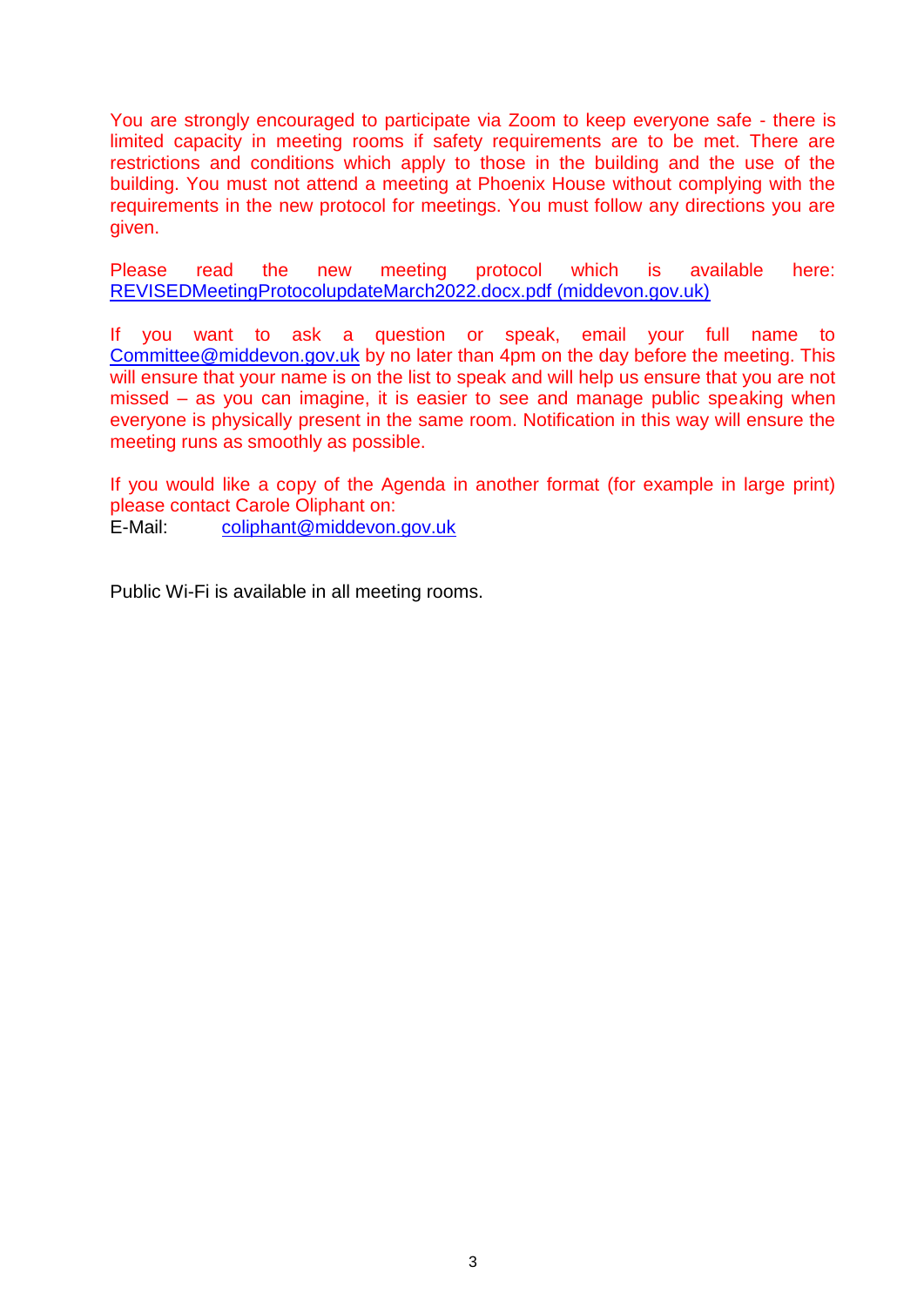You are strongly encouraged to participate via Zoom to keep everyone safe - there is limited capacity in meeting rooms if safety requirements are to be met. There are restrictions and conditions which apply to those in the building and the use of the building. You must not attend a meeting at Phoenix House without complying with the requirements in the new protocol for meetings. You must follow any directions you are given.

Please read the new meeting protocol which is available here: REVISEDMeetingProtocolupdateMarch2022.docx.pdf (middevon.gov.uk)

If you want to ask a question or speak, email your full name to Committee@middevon.gov.uk by no later than 4pm on the day before the meeting. This will ensure that your name is on the list to speak and will help us ensure that you are not missed – as you can imagine, it is easier to see and manage public speaking when everyone is physically present in the same room. Notification in this way will ensure the meeting runs as smoothly as possible.

If you would like a copy of the Agenda in another format (for example in large print) please contact Carole Oliphant on:
E-Mail: coliphant@middevon.gov.uk

Public Wi-Fi is available in all meeting rooms.